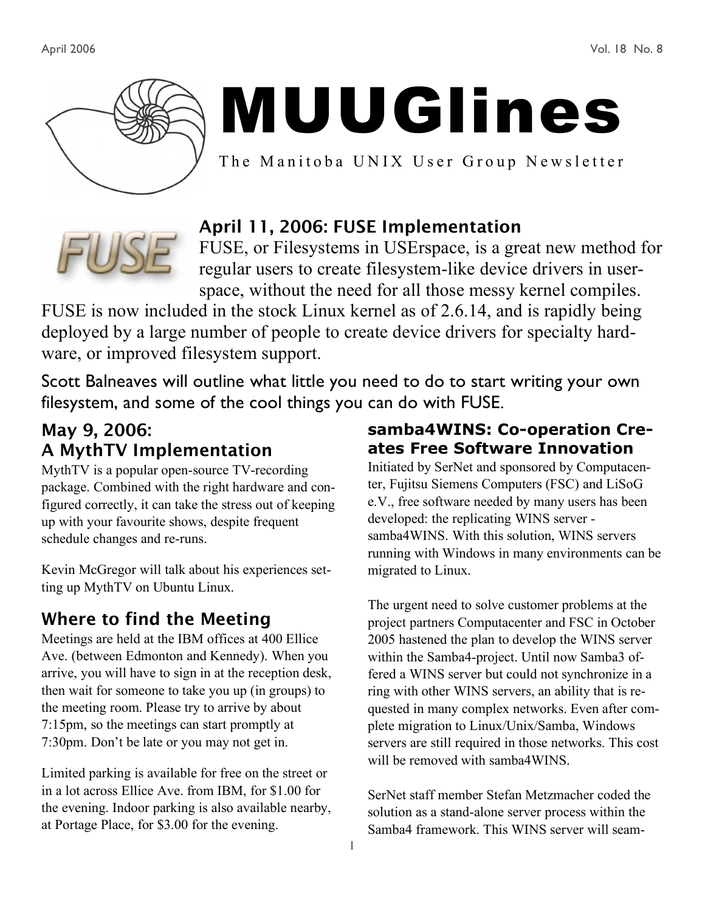# MUUGlines

The Manitoba UNIX User Group Newsletter

## April 11, 2006: FUSE Implementation

FUSE, or Filesystems in USErspace, is a great new method for regular users to create filesystem-like device drivers in user-space, without the need for all those messy kernel compiles. FUSE is now included in the stock Linux kernel as of 2.6.14, and is rapidly being deployed by a large number of people to create device drivers for specialty hardware, or improved filesystem support.

Scott Balneaves will outline what little you need to do to start writing your own filesystem, and some of the cool things you can do with FUSE.

## May 9, 2006: A MythTV Implementation

MythTV is a popular open-source TV-recording package. Combined with the right hardware and configured correctly, it can take the stress out of keeping up with your favourite shows, despite frequent schedule changes and re-runs.

Kevin McGregor will talk about his experiences setting up MythTV on Ubuntu Linux.

## Where to find the Meeting

Meetings are held at the IBM offices at 400 Ellice Ave. (between Edmonton and Kennedy). When you arrive, you will have to sign in at the reception desk, then wait for someone to take you up (in groups) to the meeting room. Please try to arrive by about 7:15pm, so the meetings can start promptly at 7:30pm. Don't be late or you may not get in.

Limited parking is available for free on the street or in a lot across Ellice Ave. from IBM, for $1.00 for the evening. Indoor parking is also available nearby, at Portage Place, for $3.00 for the evening.

## samba4WINS: Co-operation Creates Free Software Innovation

Initiated by SerNet and sponsored by Computacenter, Fujitsu Siemens Computers (FSC) and LiSoG e.V., free software needed by many users has been developed: the replicating WINS server - samba4WINS. With this solution, WINS servers running with Windows in many environments can be migrated to Linux.

The urgent need to solve customer problems at the project partners Computacenter and FSC in October 2005 hastened the plan to develop the WINS server within the Samba4-project. Until now Samba3 offered a WINS server but could not synchronize in a ring with other WINS servers, an ability that is requested in many complex networks. Even after complete migration to Linux/Unix/Samba, Windows servers are still required in those networks. This cost will be removed with samba4WINS.

SerNet staff member Stefan Metzmacher coded the solution as a stand-alone server process within the Samba4 framework. This WINS server will seam-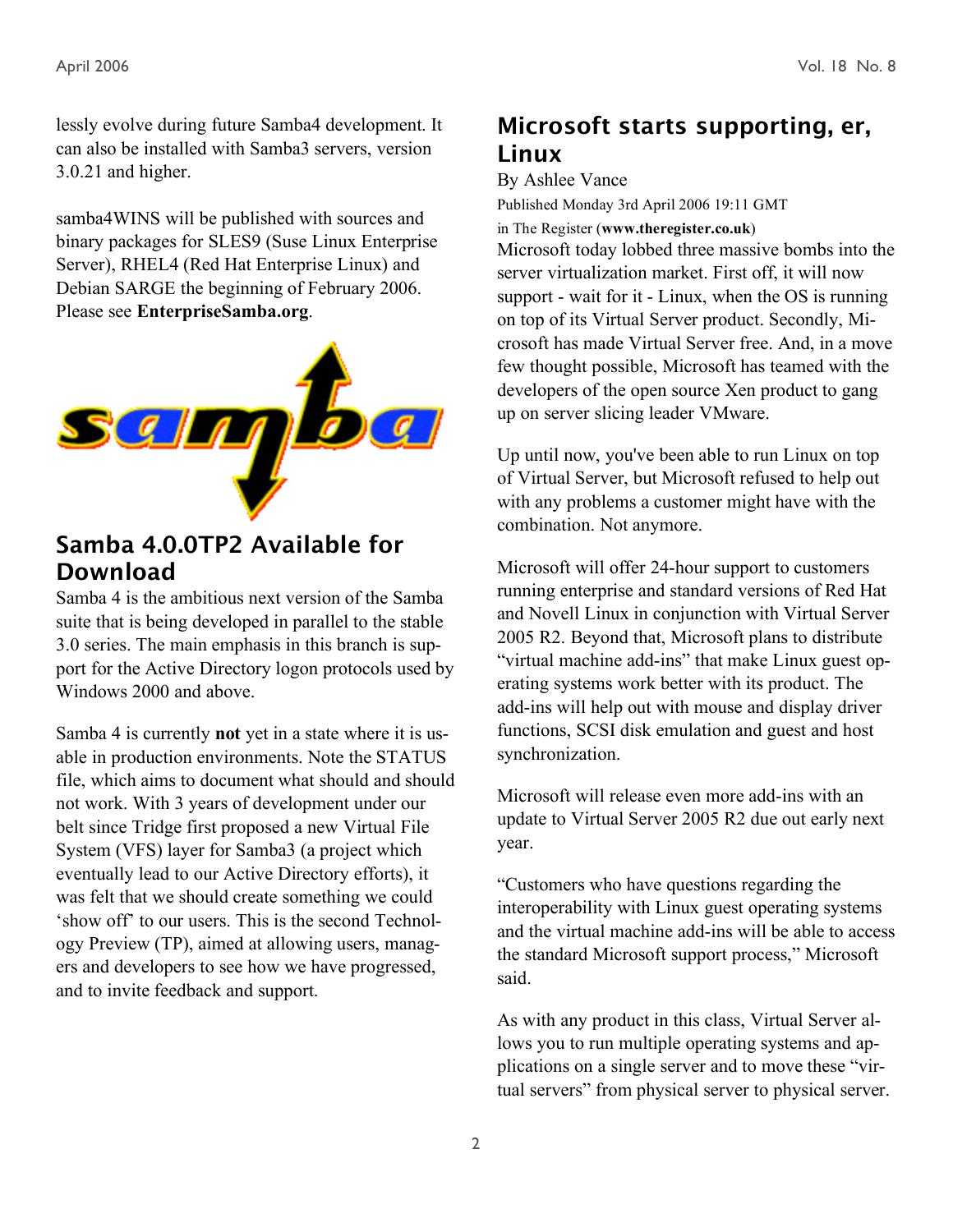lessly evolve during future Samba4 development. It can also be installed with Samba3 servers, version 3.0.21 and higher.

samba4WINS will be published with sources and binary packages for SLES9 (Suse Linux Enterprise Server), RHEL4 (Red Hat Enterprise Linux) and Debian SARGE the beginning of February 2006. Please see **EnterpriseSamba.org**.

## Samba 4.0.0TP2 Available for Download

Samba 4 is the ambitious next version of the Samba suite that is being developed in parallel to the stable 3.0 series. The main emphasis in this branch is support for the Active Directory logon protocols used by Windows 2000 and above.

Samba 4 is currently **not** yet in a state where it is usable in production environments. Note the STATUS file, which aims to document what should and should not work. With 3 years of development under our belt since Tridge first proposed a new Virtual File System (VFS) layer for Samba3 (a project which eventually lead to our Active Directory efforts), it was felt that we should create something we could 'show off' to our users. This is the second Technology Preview (TP), aimed at allowing users, managers and developers to see how we have progressed, and to invite feedback and support.

## Microsoft starts supporting, er, Linux

By Ashlee Vance

Published Monday 3rd April 2006 19:11 GMT

in The Register (**www.theregister.co.uk**)

Microsoft today lobbed three massive bombs into the server virtualization market. First off, it will now support - wait for it - Linux, when the OS is running on top of its Virtual Server product. Secondly, Microsoft has made Virtual Server free. And, in a move few thought possible, Microsoft has teamed with the developers of the open source Xen product to gang up on server slicing leader VMware.

Up until now, you've been able to run Linux on top of Virtual Server, but Microsoft refused to help out with any problems a customer might have with the combination. Not anymore.

Microsoft will offer 24-hour support to customers running enterprise and standard versions of Red Hat and Novell Linux in conjunction with Virtual Server 2005 R2. Beyond that, Microsoft plans to distribute "virtual machine add-ins" that make Linux guest operating systems work better with its product. The add-ins will help out with mouse and display driver functions, SCSI disk emulation and guest and host synchronization.

Microsoft will release even more add-ins with an update to Virtual Server 2005 R2 due out early next year.

"Customers who have questions regarding the interoperability with Linux guest operating systems and the virtual machine add-ins will be able to access the standard Microsoft support process," Microsoft said.

As with any product in this class, Virtual Server allows you to run multiple operating systems and applications on a single server and to move these "virtual servers" from physical server to physical server.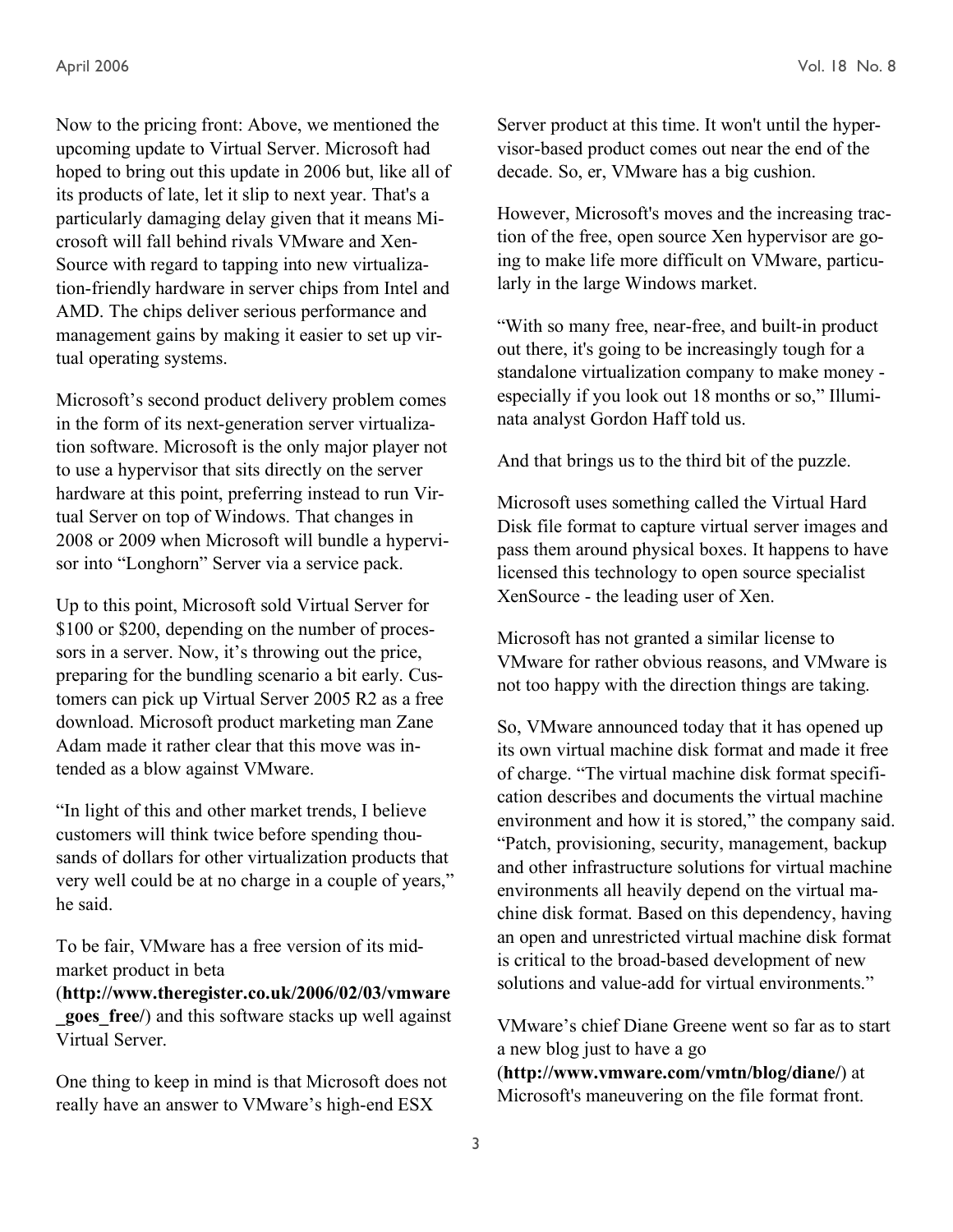Now to the pricing front: Above, we mentioned the upcoming update to Virtual Server. Microsoft had hoped to bring out this update in 2006 but, like all of its products of late, let it slip to next year. That's a particularly damaging delay given that it means Microsoft will fall behind rivals VMware and XenSource with regard to tapping into new virtualization-friendly hardware in server chips from Intel and AMD. The chips deliver serious performance and management gains by making it easier to set up virtual operating systems.

Microsoft's second product delivery problem comes in the form of its next-generation server virtualization software. Microsoft is the only major player not to use a hypervisor that sits directly on the server hardware at this point, preferring instead to run Virtual Server on top of Windows. That changes in 2008 or 2009 when Microsoft will bundle a hypervisor into "Longhorn" Server via a service pack.

Up to this point, Microsoft sold Virtual Server for \$100 or \$200, depending on the number of processors in a server. Now, it's throwing out the price, preparing for the bundling scenario a bit early. Customers can pick up Virtual Server 2005 R2 as a free download. Microsoft product marketing man Zane Adam made it rather clear that this move was intended as a blow against VMware.

"In light of this and other market trends, I believe customers will think twice before spending thousands of dollars for other virtualization products that very well could be at no charge in a couple of years," he said.

To be fair, VMware has a free version of its mid-market product in beta (**http://www.theregister.co.uk/2006/02/03/vmware_goes_free/**) and this software stacks up well against Virtual Server.

One thing to keep in mind is that Microsoft does not really have an answer to VMware's high-end ESX Server product at this time. It won't until the hypervisor-based product comes out near the end of the decade. So, er, VMware has a big cushion.

However, Microsoft's moves and the increasing traction of the free, open source Xen hypervisor are going to make life more difficult on VMware, particularly in the large Windows market.

"With so many free, near-free, and built-in product out there, it's going to be increasingly tough for a standalone virtualization company to make money - especially if you look out 18 months or so," Illuminata analyst Gordon Haff told us.

And that brings us to the third bit of the puzzle.

Microsoft uses something called the Virtual Hard Disk file format to capture virtual server images and pass them around physical boxes. It happens to have licensed this technology to open source specialist XenSource - the leading user of Xen.

Microsoft has not granted a similar license to VMware for rather obvious reasons, and VMware is not too happy with the direction things are taking.

So, VMware announced today that it has opened up its own virtual machine disk format and made it free of charge. "The virtual machine disk format specification describes and documents the virtual machine environment and how it is stored," the company said. "Patch, provisioning, security, management, backup and other infrastructure solutions for virtual machine environments all heavily depend on the virtual machine disk format. Based on this dependency, having an open and unrestricted virtual machine disk format is critical to the broad-based development of new solutions and value-add for virtual environments."

VMware's chief Diane Greene went so far as to start a new blog just to have a go (**http://www.vmware.com/vmtn/blog/diane/**) at Microsoft's maneuvering on the file format front.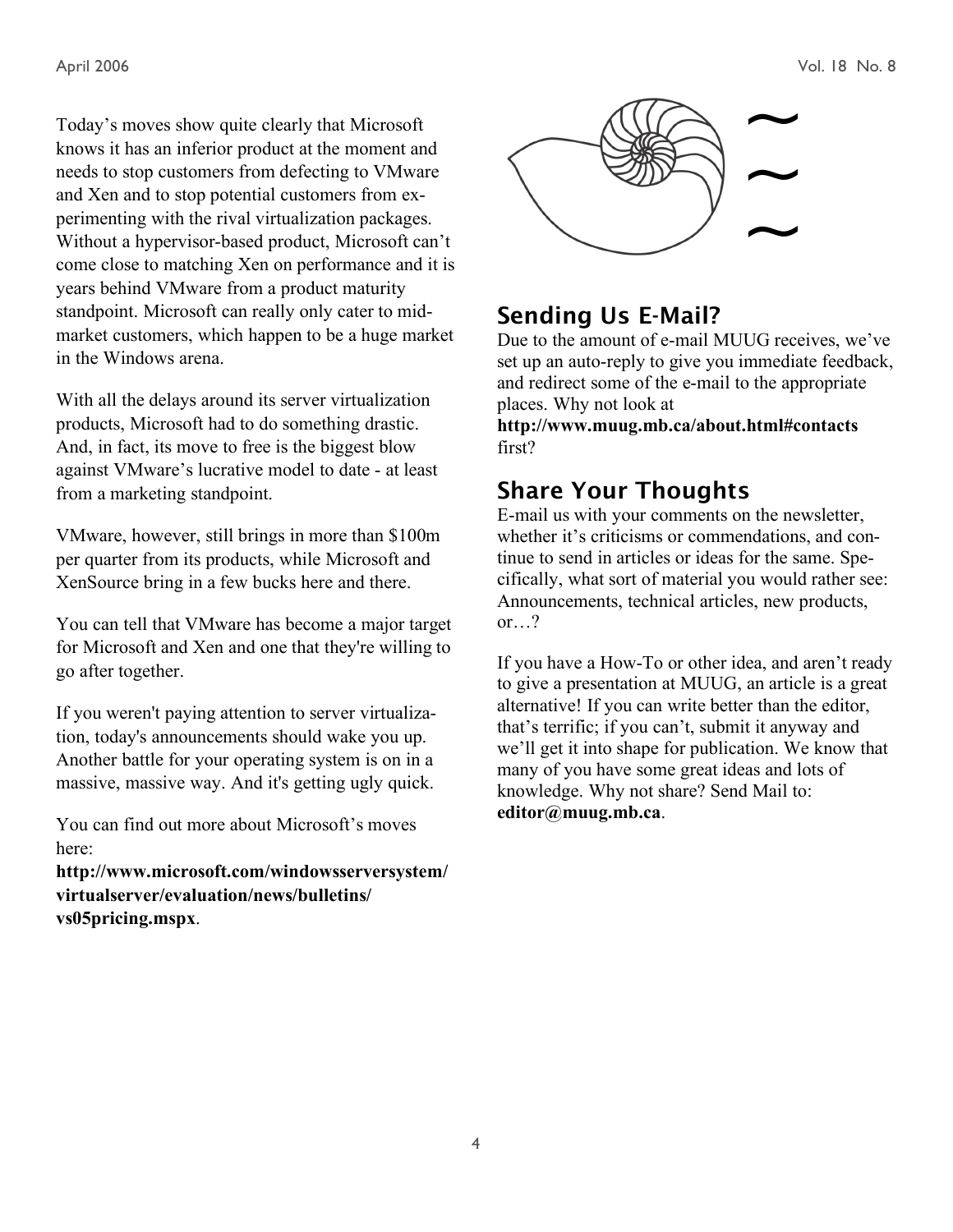Today's moves show quite clearly that Microsoft knows it has an inferior product at the moment and needs to stop customers from defecting to VMware and Xen and to stop potential customers from experimenting with the rival virtualization packages. Without a hypervisor-based product, Microsoft can't come close to matching Xen on performance and it is years behind VMware from a product maturity standpoint. Microsoft can really only cater to mid-market customers, which happen to be a huge market in the Windows arena.

With all the delays around its server virtualization products, Microsoft had to do something drastic. And, in fact, its move to free is the biggest blow against VMware's lucrative model to date - at least from a marketing standpoint.

VMware, however, still brings in more than $100m per quarter from its products, while Microsoft and XenSource bring in a few bucks here and there.

You can tell that VMware has become a major target for Microsoft and Xen and one that they're willing to go after together.

If you weren't paying attention to server virtualization, today's announcements should wake you up. Another battle for your operating system is on in a massive, massive way. And it's getting ugly quick.

You can find out more about Microsoft's moves here:
**http://www.microsoft.com/windowsserversystem/virtualserver/evaluation/news/bulletins/vs05pricing.mspx**.

## Sending Us E-Mail?

Due to the amount of e-mail MUUG receives, we've set up an auto-reply to give you immediate feedback, and redirect some of the e-mail to the appropriate places. Why not look at **http://www.muug.mb.ca/about.html#contacts** first?

## Share Your Thoughts

E-mail us with your comments on the newsletter, whether it's criticisms or commendations, and continue to send in articles or ideas for the same. Specifically, what sort of material you would rather see: Announcements, technical articles, new products, or…?

If you have a How-To or other idea, and aren't ready to give a presentation at MUUG, an article is a great alternative! If you can write better than the editor, that's terrific; if you can't, submit it anyway and we'll get it into shape for publication. We know that many of you have some great ideas and lots of knowledge. Why not share? Send Mail to: **editor@muug.mb.ca**.